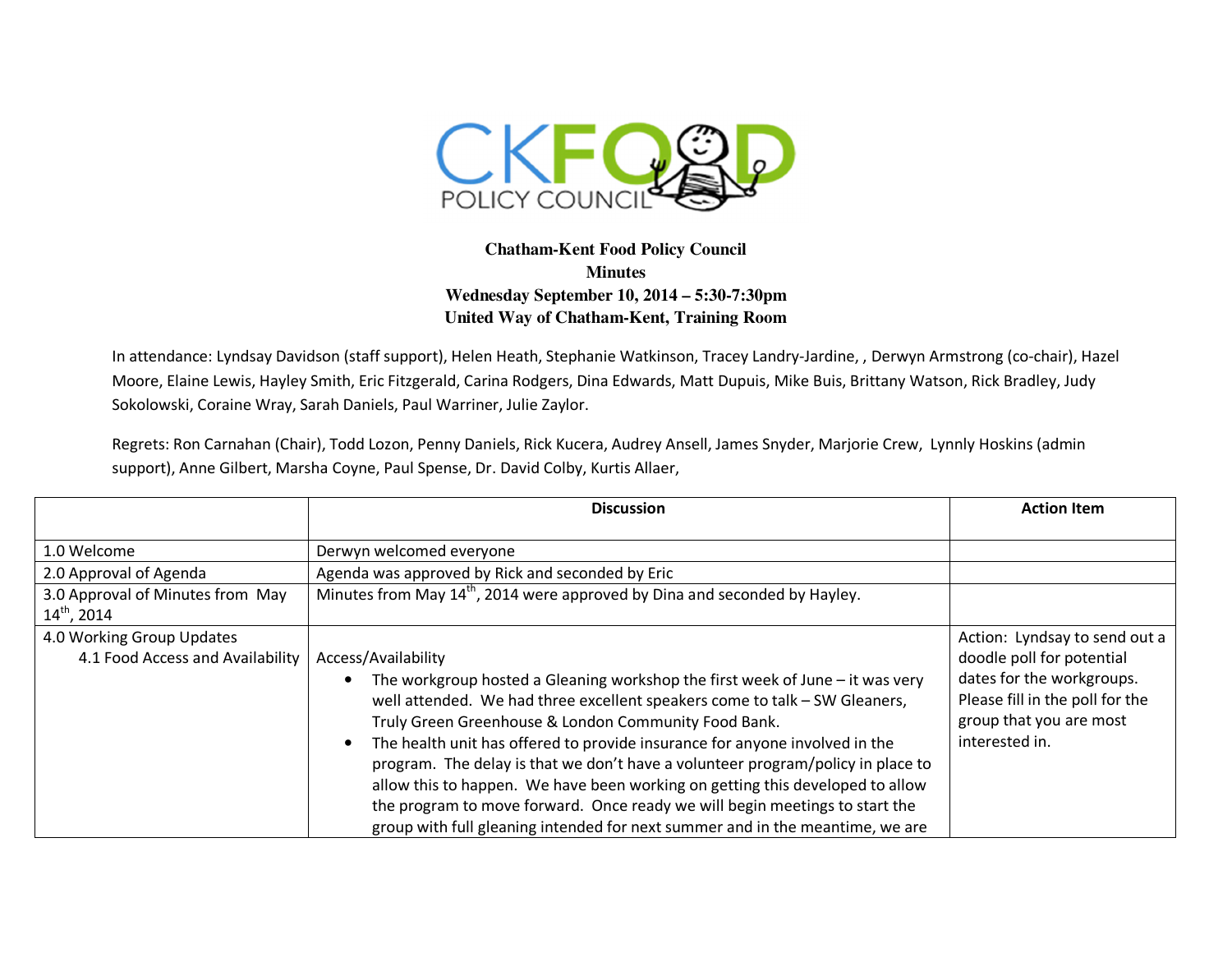**Chatham-Kent Food Policy Council**
**Minutes**
**Wednesday September 10, 2014 – 5:30-7:30pm**
**United Way of Chatham-Kent, Training Room**

In attendance: Lyndsay Davidson (staff support), Helen Heath, Stephanie Watkinson, Tracey Landry-Jardine, , Derwyn Armstrong (co-chair), Hazel Moore, Elaine Lewis, Hayley Smith, Eric Fitzgerald, Carina Rodgers, Dina Edwards, Matt Dupuis, Mike Buis, Brittany Watson, Rick Bradley, Judy Sokolowski, Coraine Wray, Sarah Daniels, Paul Warriner, Julie Zaylor.

Regrets: Ron Carnahan (Chair), Todd Lozon, Penny Daniels, Rick Kucera, Audrey Ansell, James Snyder, Marjorie Crew, Lynnly Hoskins (admin support), Anne Gilbert, Marsha Coyne, Paul Spense, Dr. David Colby, Kurtis Allaer,

| | Discussion | Action Item |
|---|---|---|
| 1.0 Welcome | Derwyn welcomed everyone | |
| 2.0 Approval of Agenda | Agenda was approved by Rick and seconded by Eric | |
| 3.0 Approval of Minutes from May 14th, 2014 | Minutes from May 14th, 2014 were approved by Dina and seconded by Hayley. | |
| 4.0 Working Group Updates<br>4.1 Food Access and Availability | Access/Availability<br>• The workgroup hosted a Gleaning workshop the first week of June – it was very well attended. We had three excellent speakers come to talk – SW Gleaners, Truly Green Greenhouse & London Community Food Bank.<br>• The health unit has offered to provide insurance for anyone involved in the program. The delay is that we don't have a volunteer program/policy in place to allow this to happen. We have been working on getting this developed to allow the program to move forward. Once ready we will begin meetings to start the group with full gleaning intended for next summer and in the meantime, we are | Action: Lyndsay to send out a doodle poll for potential dates for the workgroups. Please fill in the poll for the group that you are most interested in. |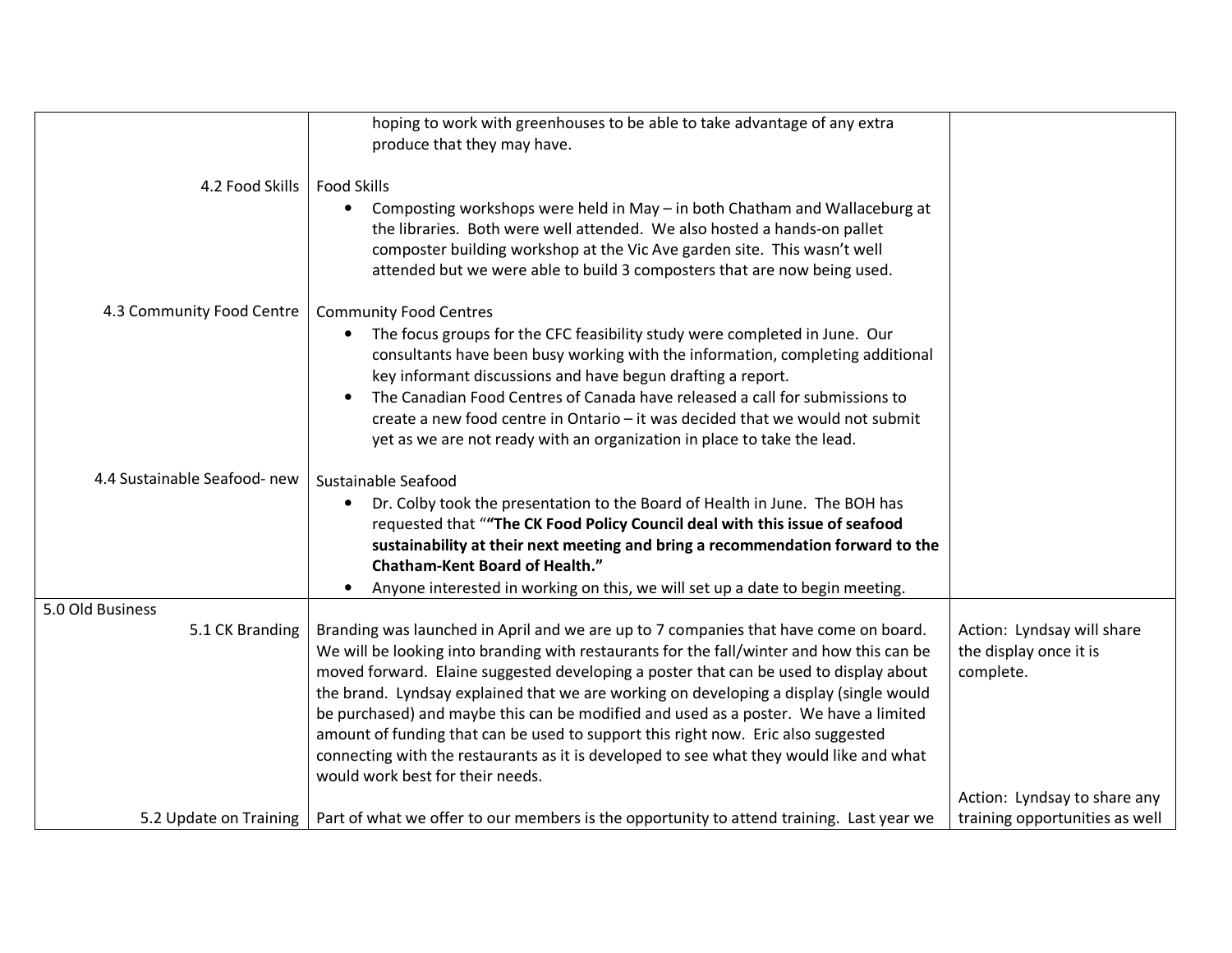| | | |
|---|---|---|
| | hoping to work with greenhouses to be able to take advantage of any extra produce that they may have. | |
| 4.2 Food Skills | Food Skills<br>• Composting workshops were held in May – in both Chatham and Wallaceburg at the libraries. Both were well attended. We also hosted a hands-on pallet composter building workshop at the Vic Ave garden site. This wasn't well attended but we were able to build 3 composters that are now being used. | |
| 4.3 Community Food Centre | Community Food Centres<br>• The focus groups for the CFC feasibility study were completed in June. Our consultants have been busy working with the information, completing additional key informant discussions and have begun drafting a report.<br>• The Canadian Food Centres of Canada have released a call for submissions to create a new food centre in Ontario – it was decided that we would not submit yet as we are not ready with an organization in place to take the lead. | |
| 4.4 Sustainable Seafood- new | Sustainable Seafood<br>• Dr. Colby took the presentation to the Board of Health in June. The BOH has requested that "**"The CK Food Policy Council deal with this issue of seafood sustainability at their next meeting and bring a recommendation forward to the Chatham-Kent Board of Health."**<br>• Anyone interested in working on this, we will set up a date to begin meeting. | |
| 5.0 Old Business | | |
| 5.1 CK Branding | Branding was launched in April and we are up to 7 companies that have come on board. We will be looking into branding with restaurants for the fall/winter and how this can be moved forward. Elaine suggested developing a poster that can be used to display about the brand. Lyndsay explained that we are working on developing a display (single would be purchased) and maybe this can be modified and used as a poster. We have a limited amount of funding that can be used to support this right now. Eric also suggested connecting with the restaurants as it is developed to see what they would like and what would work best for their needs. | Action: Lyndsay will share the display once it is complete. |
| 5.2 Update on Training | Part of what we offer to our members is the opportunity to attend training. Last year we | Action: Lyndsay to share any training opportunities as well |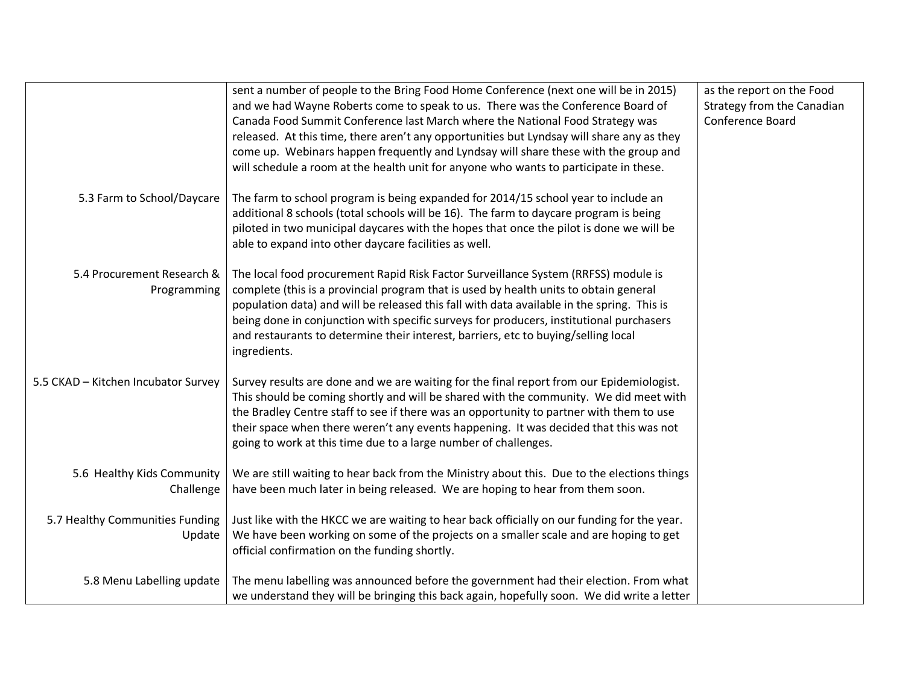| | | |
|---|---|---|
| | sent a number of people to the Bring Food Home Conference (next one will be in 2015) and we had Wayne Roberts come to speak to us. There was the Conference Board of Canada Food Summit Conference last March where the National Food Strategy was released. At this time, there aren't any opportunities but Lyndsay will share any as they come up. Webinars happen frequently and Lyndsay will share these with the group and will schedule a room at the health unit for anyone who wants to participate in these. | as the report on the Food Strategy from the Canadian Conference Board |
| 5.3 Farm to School/Daycare | The farm to school program is being expanded for 2014/15 school year to include an additional 8 schools (total schools will be 16). The farm to daycare program is being piloted in two municipal daycares with the hopes that once the pilot is done we will be able to expand into other daycare facilities as well. | |
| 5.4 Procurement Research & Programming | The local food procurement Rapid Risk Factor Surveillance System (RRFSS) module is complete (this is a provincial program that is used by health units to obtain general population data) and will be released this fall with data available in the spring. This is being done in conjunction with specific surveys for producers, institutional purchasers and restaurants to determine their interest, barriers, etc to buying/selling local ingredients. | |
| 5.5 CKAD – Kitchen Incubator Survey | Survey results are done and we are waiting for the final report from our Epidemiologist. This should be coming shortly and will be shared with the community. We did meet with the Bradley Centre staff to see if there was an opportunity to partner with them to use their space when there weren't any events happening. It was decided that this was not going to work at this time due to a large number of challenges. | |
| 5.6 Healthy Kids Community Challenge | We are still waiting to hear back from the Ministry about this. Due to the elections things have been much later in being released. We are hoping to hear from them soon. | |
| 5.7 Healthy Communities Funding Update | Just like with the HKCC we are waiting to hear back officially on our funding for the year. We have been working on some of the projects on a smaller scale and are hoping to get official confirmation on the funding shortly. | |
| 5.8 Menu Labelling update | The menu labelling was announced before the government had their election. From what we understand they will be bringing this back again, hopefully soon. We did write a letter | |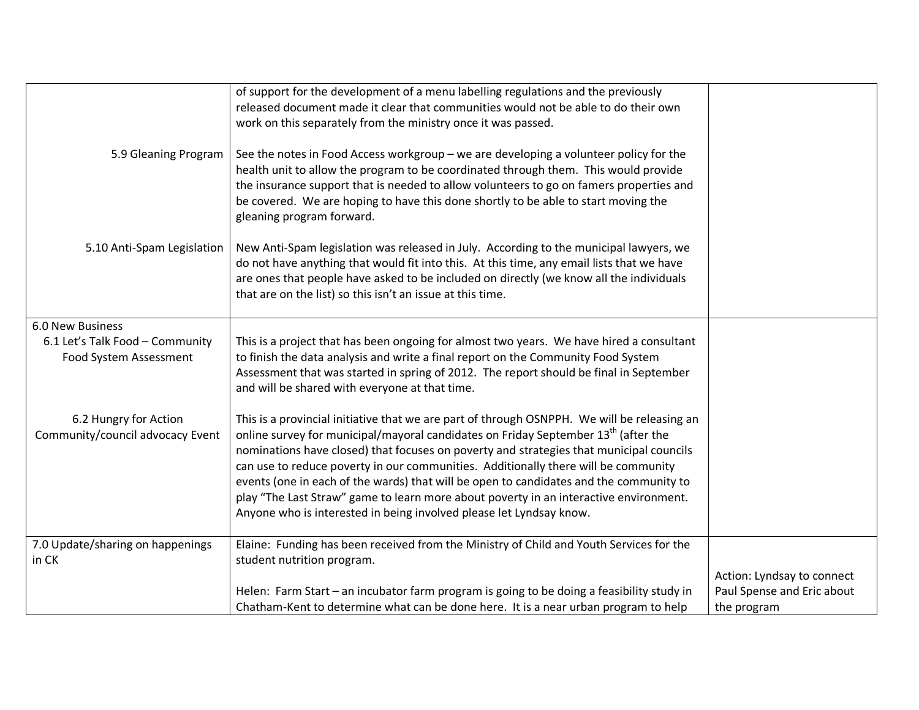| | | |
|---|---|---|
| | of support for the development of a menu labelling regulations and the previously released document made it clear that communities would not be able to do their own work on this separately from the ministry once it was passed. | |
| 5.9 Gleaning Program | See the notes in Food Access workgroup – we are developing a volunteer policy for the health unit to allow the program to be coordinated through them. This would provide the insurance support that is needed to allow volunteers to go on famers properties and be covered. We are hoping to have this done shortly to be able to start moving the gleaning program forward. | |
| 5.10 Anti-Spam Legislation | New Anti-Spam legislation was released in July. According to the municipal lawyers, we do not have anything that would fit into this. At this time, any email lists that we have are ones that people have asked to be included on directly (we know all the individuals that are on the list) so this isn't an issue at this time. | |
| 6.0 New Business<br>6.1 Let's Talk Food – Community Food System Assessment | This is a project that has been ongoing for almost two years. We have hired a consultant to finish the data analysis and write a final report on the Community Food System Assessment that was started in spring of 2012. The report should be final in September and will be shared with everyone at that time. | |
| 6.2 Hungry for Action Community/council advocacy Event | This is a provincial initiative that we are part of through OSNPPH. We will be releasing an online survey for municipal/mayoral candidates on Friday September 13th (after the nominations have closed) that focuses on poverty and strategies that municipal councils can use to reduce poverty in our communities. Additionally there will be community events (one in each of the wards) that will be open to candidates and the community to play "The Last Straw" game to learn more about poverty in an interactive environment. Anyone who is interested in being involved please let Lyndsay know. | |
| 7.0 Update/sharing on happenings in CK | Elaine: Funding has been received from the Ministry of Child and Youth Services for the student nutrition program.<br><br>Helen: Farm Start – an incubator farm program is going to be doing a feasibility study in Chatham-Kent to determine what can be done here. It is a near urban program to help | Action: Lyndsay to connect Paul Spense and Eric about the program |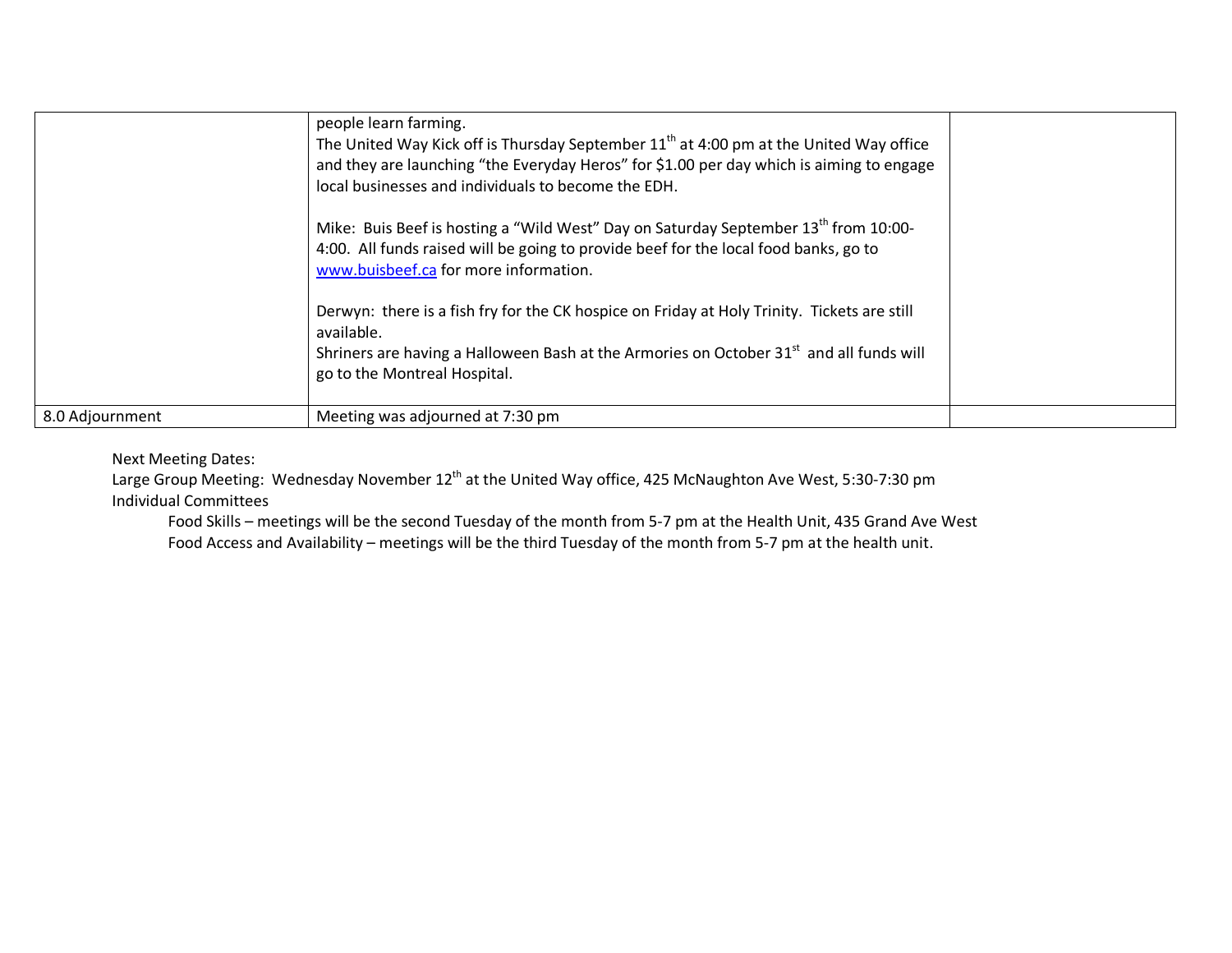| | | |
|---|---|---|
| | people learn farming.<br>The United Way Kick off is Thursday September 11th at 4:00 pm at the United Way office and they are launching "the Everyday Heros" for $1.00 per day which is aiming to engage local businesses and individuals to become the EDH.<br><br>Mike: Buis Beef is hosting a "Wild West" Day on Saturday September 13th from 10:00-4:00. All funds raised will be going to provide beef for the local food banks, go to www.buisbeef.ca for more information.<br><br>Derwyn: there is a fish fry for the CK hospice on Friday at Holy Trinity. Tickets are still available.<br>Shriners are having a Halloween Bash at the Armories on October 31st and all funds will go to the Montreal Hospital. | |
| 8.0 Adjournment | Meeting was adjourned at 7:30 pm | |

Next Meeting Dates:
Large Group Meeting: Wednesday November 12th at the United Way office, 425 McNaughton Ave West, 5:30-7:30 pm
Individual Committees

- Food Skills – meetings will be the second Tuesday of the month from 5-7 pm at the Health Unit, 435 Grand Ave West
- Food Access and Availability – meetings will be the third Tuesday of the month from 5-7 pm at the health unit.